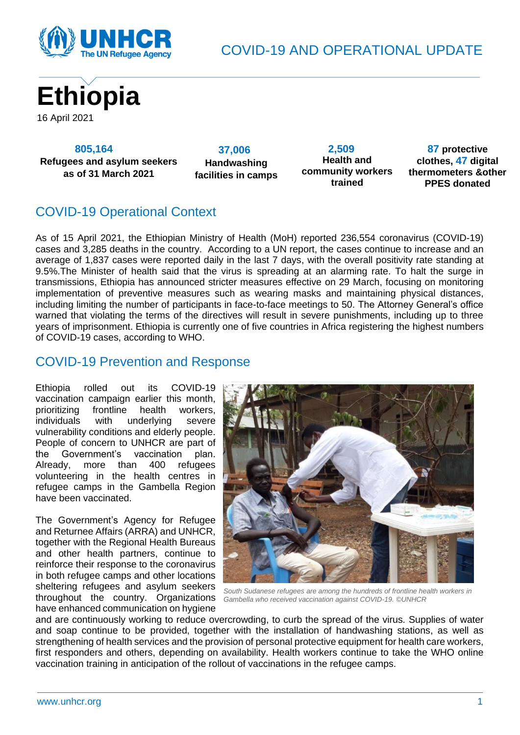COVID-19 AND OPERATIONAL UPDATE

# Ethiopia

16 April 2021

**805,164**
**Refugees and asylum seekers as of 31 March 2021**

**37,006**
**Handwashing facilities in camps**

**2,509**
**Health and community workers trained**

**87 protective clothes, 47 digital thermometers &other PPES donated**

## COVID-19 Operational Context

As of 15 April 2021, the Ethiopian Ministry of Health (MoH) reported 236,554 coronavirus (COVID-19) cases and 3,285 deaths in the country. According to a UN report, the cases continue to increase and an average of 1,837 cases were reported daily in the last 7 days, with the overall positivity rate standing at 9.5%.The Minister of health said that the virus is spreading at an alarming rate. To halt the surge in transmissions, Ethiopia has announced stricter measures effective on 29 March, focusing on monitoring implementation of preventive measures such as wearing masks and maintaining physical distances, including limiting the number of participants in face-to-face meetings to 50. The Attorney General's office warned that violating the terms of the directives will result in severe punishments, including up to three years of imprisonment. Ethiopia is currently one of five countries in Africa registering the highest numbers of COVID-19 cases, according to WHO.

## COVID-19 Prevention and Response

Ethiopia rolled out its COVID-19 vaccination campaign earlier this month, prioritizing frontline health workers, individuals with underlying severe vulnerability conditions and elderly people. People of concern to UNHCR are part of the Government's vaccination plan. Already, more than 400 refugees volunteering in the health centres in refugee camps in the Gambella Region have been vaccinated.

*South Sudanese refugees are among the hundreds of frontline health workers in Gambella who received vaccination against COVID-19. ©UNHCR*

The Government's Agency for Refugee and Returnee Affairs (ARRA) and UNHCR, together with the Regional Health Bureaus and other health partners, continue to reinforce their response to the coronavirus in both refugee camps and other locations sheltering refugees and asylum seekers throughout the country. Organizations have enhanced communication on hygiene and are continuously working to reduce overcrowding, to curb the spread of the virus. Supplies of water and soap continue to be provided, together with the installation of handwashing stations, as well as strengthening of health services and the provision of personal protective equipment for health care workers, first responders and others, depending on availability. Health workers continue to take the WHO online vaccination training in anticipation of the rollout of vaccinations in the refugee camps.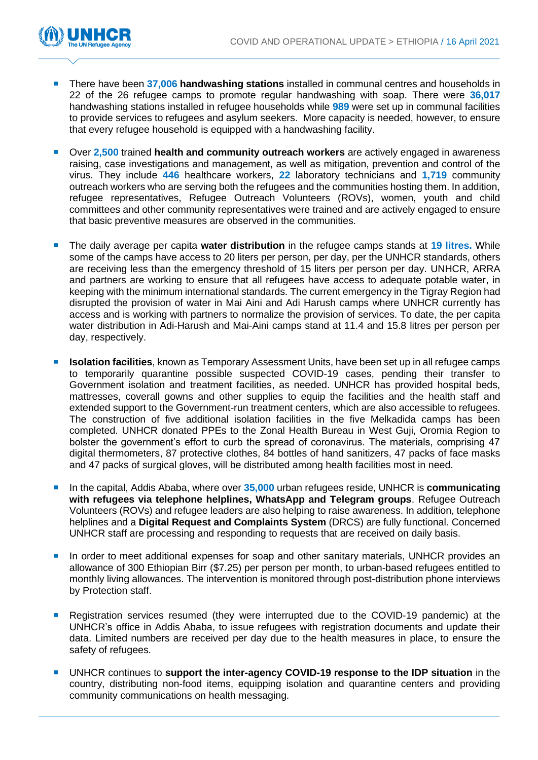- There have been **37,006 handwashing stations** installed in communal centres and households in 22 of the 26 refugee camps to promote regular handwashing with soap. There were **36,017** handwashing stations installed in refugee households while **989** were set up in communal facilities to provide services to refugees and asylum seekers. More capacity is needed, however, to ensure that every refugee household is equipped with a handwashing facility.

- Over **2,500** trained **health and community outreach workers** are actively engaged in awareness raising, case investigations and management, as well as mitigation, prevention and control of the virus. They include **446** healthcare workers, **22** laboratory technicians and **1,719** community outreach workers who are serving both the refugees and the communities hosting them. In addition, refugee representatives, Refugee Outreach Volunteers (ROVs), women, youth and child committees and other community representatives were trained and are actively engaged to ensure that basic preventive measures are observed in the communities.

- The daily average per capita **water distribution** in the refugee camps stands at **19 litres.** While some of the camps have access to 20 liters per person, per day, per the UNHCR standards, others are receiving less than the emergency threshold of 15 liters per person per day. UNHCR, ARRA and partners are working to ensure that all refugees have access to adequate potable water, in keeping with the minimum international standards. The current emergency in the Tigray Region had disrupted the provision of water in Mai Aini and Adi Harush camps where UNHCR currently has access and is working with partners to normalize the provision of services. To date, the per capita water distribution in Adi-Harush and Mai-Aini camps stand at 11.4 and 15.8 litres per person per day, respectively.

- **Isolation facilities**, known as Temporary Assessment Units, have been set up in all refugee camps to temporarily quarantine possible suspected COVID-19 cases, pending their transfer to Government isolation and treatment facilities, as needed. UNHCR has provided hospital beds, mattresses, coverall gowns and other supplies to equip the facilities and the health staff and extended support to the Government-run treatment centers, which are also accessible to refugees. The construction of five additional isolation facilities in the five Melkadida camps has been completed. UNHCR donated PPEs to the Zonal Health Bureau in West Guji, Oromia Region to bolster the government's effort to curb the spread of coronavirus. The materials, comprising 47 digital thermometers, 87 protective clothes, 84 bottles of hand sanitizers, 47 packs of face masks and 47 packs of surgical gloves, will be distributed among health facilities most in need.

- In the capital, Addis Ababa, where over **35,000** urban refugees reside, UNHCR is **communicating with refugees via telephone helplines, WhatsApp and Telegram groups**. Refugee Outreach Volunteers (ROVs) and refugee leaders are also helping to raise awareness. In addition, telephone helplines and a **Digital Request and Complaints System** (DRCS) are fully functional. Concerned UNHCR staff are processing and responding to requests that are received on daily basis.

- In order to meet additional expenses for soap and other sanitary materials, UNHCR provides an allowance of 300 Ethiopian Birr ($7.25) per person per month, to urban-based refugees entitled to monthly living allowances. The intervention is monitored through post-distribution phone interviews by Protection staff.

- Registration services resumed (they were interrupted due to the COVID-19 pandemic) at the UNHCR's office in Addis Ababa, to issue refugees with registration documents and update their data. Limited numbers are received per day due to the health measures in place, to ensure the safety of refugees.

- UNHCR continues to **support the inter-agency COVID-19 response to the IDP situation** in the country, distributing non-food items, equipping isolation and quarantine centers and providing community communications on health messaging.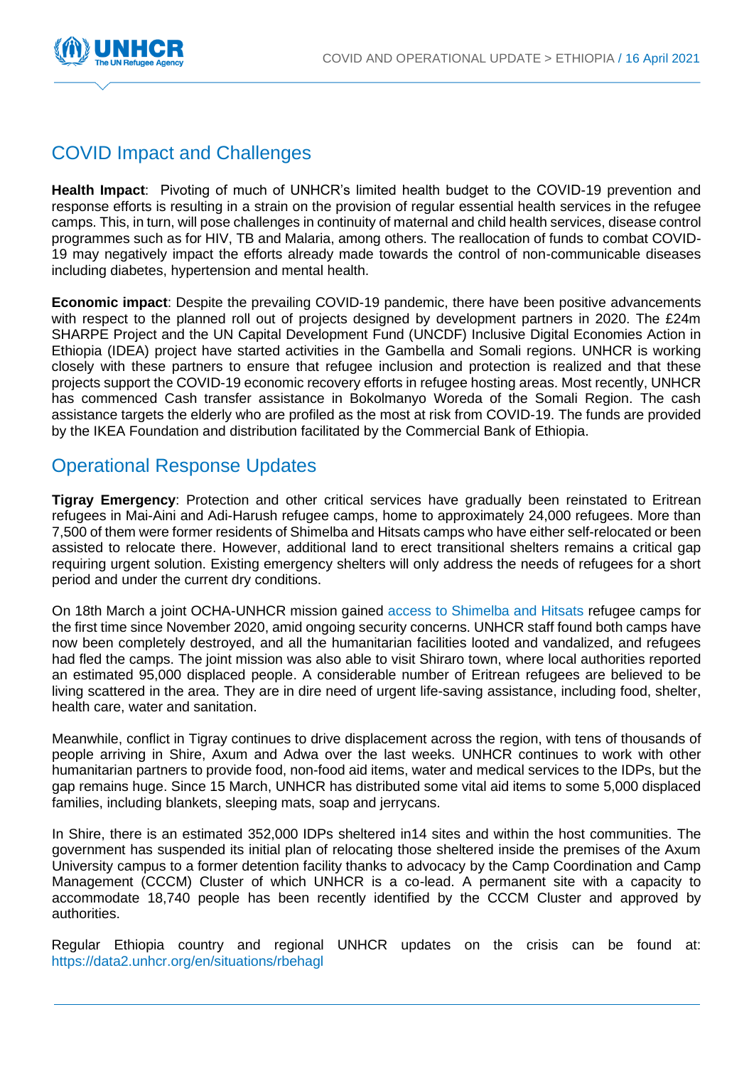## COVID Impact and Challenges

**Health Impact**: Pivoting of much of UNHCR's limited health budget to the COVID-19 prevention and response efforts is resulting in a strain on the provision of regular essential health services in the refugee camps. This, in turn, will pose challenges in continuity of maternal and child health services, disease control programmes such as for HIV, TB and Malaria, among others. The reallocation of funds to combat COVID-19 may negatively impact the efforts already made towards the control of non-communicable diseases including diabetes, hypertension and mental health.

**Economic impact**: Despite the prevailing COVID-19 pandemic, there have been positive advancements with respect to the planned roll out of projects designed by development partners in 2020. The £24m SHARPE Project and the UN Capital Development Fund (UNCDF) Inclusive Digital Economies Action in Ethiopia (IDEA) project have started activities in the Gambella and Somali regions. UNHCR is working closely with these partners to ensure that refugee inclusion and protection is realized and that these projects support the COVID-19 economic recovery efforts in refugee hosting areas. Most recently, UNHCR has commenced Cash transfer assistance in Bokolmanyo Woreda of the Somali Region. The cash assistance targets the elderly who are profiled as the most at risk from COVID-19. The funds are provided by the IKEA Foundation and distribution facilitated by the Commercial Bank of Ethiopia.

## Operational Response Updates

**Tigray Emergency**: Protection and other critical services have gradually been reinstated to Eritrean refugees in Mai-Aini and Adi-Harush refugee camps, home to approximately 24,000 refugees. More than 7,500 of them were former residents of Shimelba and Hitsats camps who have either self-relocated or been assisted to relocate there. However, additional land to erect transitional shelters remains a critical gap requiring urgent solution. Existing emergency shelters will only address the needs of refugees for a short period and under the current dry conditions.

On 18th March a joint OCHA-UNHCR mission gained access to Shimelba and Hitsats refugee camps for the first time since November 2020, amid ongoing security concerns. UNHCR staff found both camps have now been completely destroyed, and all the humanitarian facilities looted and vandalized, and refugees had fled the camps. The joint mission was also able to visit Shiraro town, where local authorities reported an estimated 95,000 displaced people. A considerable number of Eritrean refugees are believed to be living scattered in the area. They are in dire need of urgent life-saving assistance, including food, shelter, health care, water and sanitation.

Meanwhile, conflict in Tigray continues to drive displacement across the region, with tens of thousands of people arriving in Shire, Axum and Adwa over the last weeks. UNHCR continues to work with other humanitarian partners to provide food, non-food aid items, water and medical services to the IDPs, but the gap remains huge. Since 15 March, UNHCR has distributed some vital aid items to some 5,000 displaced families, including blankets, sleeping mats, soap and jerrycans.

In Shire, there is an estimated 352,000 IDPs sheltered in14 sites and within the host communities. The government has suspended its initial plan of relocating those sheltered inside the premises of the Axum University campus to a former detention facility thanks to advocacy by the Camp Coordination and Camp Management (CCCM) Cluster of which UNHCR is a co-lead. A permanent site with a capacity to accommodate 18,740 people has been recently identified by the CCCM Cluster and approved by authorities.

Regular Ethiopia country and regional UNHCR updates on the crisis can be found at: https://data2.unhcr.org/en/situations/rbehagl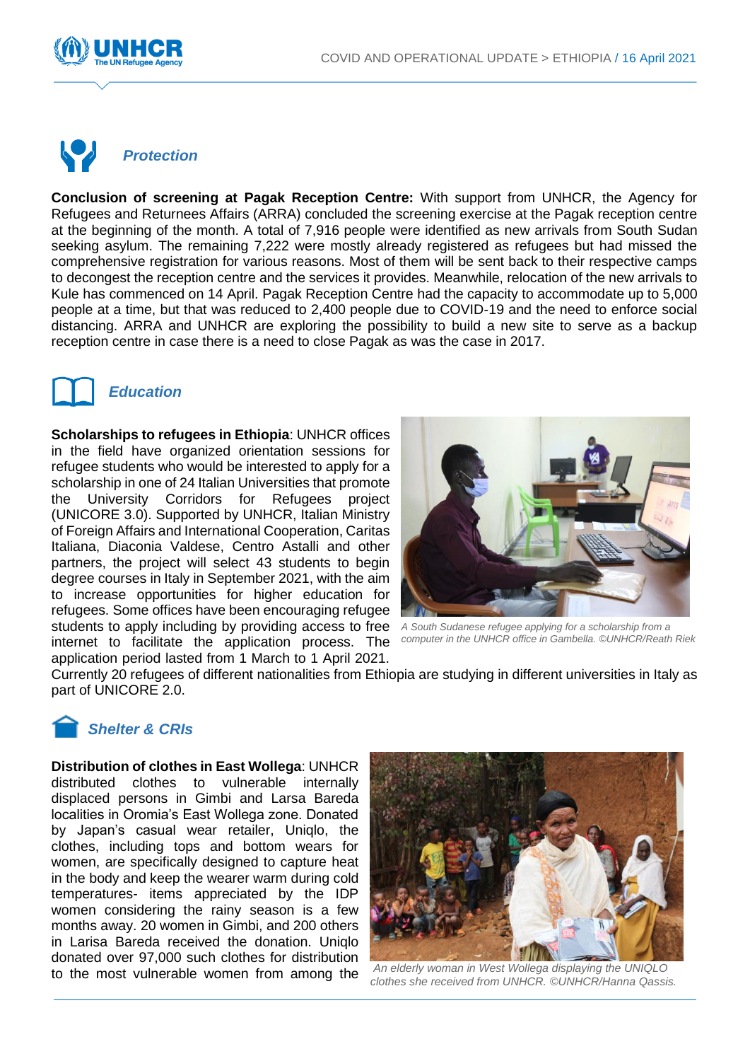## *Protection*

**Conclusion of screening at Pagak Reception Centre:** With support from UNHCR, the Agency for Refugees and Returnees Affairs (ARRA) concluded the screening exercise at the Pagak reception centre at the beginning of the month. A total of 7,916 people were identified as new arrivals from South Sudan seeking asylum. The remaining 7,222 were mostly already registered as refugees but had missed the comprehensive registration for various reasons. Most of them will be sent back to their respective camps to decongest the reception centre and the services it provides. Meanwhile, relocation of the new arrivals to Kule has commenced on 14 April. Pagak Reception Centre had the capacity to accommodate up to 5,000 people at a time, but that was reduced to 2,400 people due to COVID-19 and the need to enforce social distancing. ARRA and UNHCR are exploring the possibility to build a new site to serve as a backup reception centre in case there is a need to close Pagak as was the case in 2017.

## *Education*

**Scholarships to refugees in Ethiopia**: UNHCR offices in the field have organized orientation sessions for refugee students who would be interested to apply for a scholarship in one of 24 Italian Universities that promote the University Corridors for Refugees project (UNICORE 3.0). Supported by UNHCR, Italian Ministry of Foreign Affairs and International Cooperation, Caritas Italiana, Diaconia Valdese, Centro Astalli and other partners, the project will select 43 students to begin degree courses in Italy in September 2021, with the aim to increase opportunities for higher education for refugees. Some offices have been encouraging refugee students to apply including by providing access to free internet to facilitate the application process. The application period lasted from 1 March to 1 April 2021. Currently 20 refugees of different nationalities from Ethiopia are studying in different universities in Italy as part of UNICORE 2.0.

*A South Sudanese refugee applying for a scholarship from a computer in the UNHCR office in Gambella. ©UNHCR/Reath Riek*

## *Shelter & CRIs*

**Distribution of clothes in East Wollega**: UNHCR distributed clothes to vulnerable internally displaced persons in Gimbi and Larsa Bareda localities in Oromia's East Wollega zone. Donated by Japan's casual wear retailer, Uniqlo, the clothes, including tops and bottom wears for women, are specifically designed to capture heat in the body and keep the wearer warm during cold temperatures- items appreciated by the IDP women considering the rainy season is a few months away. 20 women in Gimbi, and 200 others in Larsa Bareda received the donation. Uniqlo donated over 97,000 such clothes for distribution to the most vulnerable women from among the

*An elderly woman in West Wollega displaying the UNIQLO clothes she received from UNHCR. ©UNHCR/Hanna Qassis.*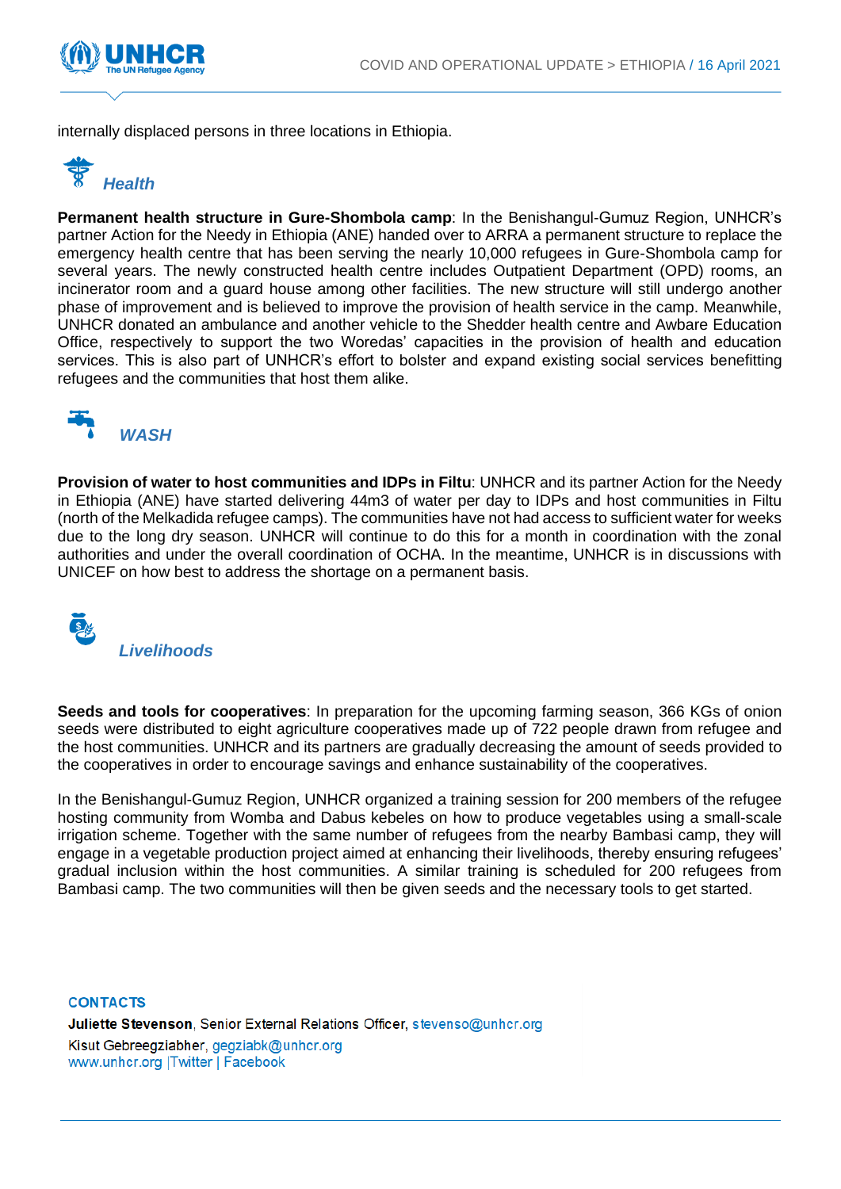internally displaced persons in three locations in Ethiopia.

## *Health*

**Permanent health structure in Gure-Shombola camp**: In the Benishangul-Gumuz Region, UNHCR's partner Action for the Needy in Ethiopia (ANE) handed over to ARRA a permanent structure to replace the emergency health centre that has been serving the nearly 10,000 refugees in Gure-Shombola camp for several years. The newly constructed health centre includes Outpatient Department (OPD) rooms, an incinerator room and a guard house among other facilities. The new structure will still undergo another phase of improvement and is believed to improve the provision of health service in the camp. Meanwhile, UNHCR donated an ambulance and another vehicle to the Shedder health centre and Awbare Education Office, respectively to support the two Woredas' capacities in the provision of health and education services. This is also part of UNHCR's effort to bolster and expand existing social services benefitting refugees and the communities that host them alike.

## *WASH*

**Provision of water to host communities and IDPs in Filtu**: UNHCR and its partner Action for the Needy in Ethiopia (ANE) have started delivering 44m3 of water per day to IDPs and host communities in Filtu (north of the Melkadida refugee camps). The communities have not had access to sufficient water for weeks due to the long dry season. UNHCR will continue to do this for a month in coordination with the zonal authorities and under the overall coordination of OCHA. In the meantime, UNHCR is in discussions with UNICEF on how best to address the shortage on a permanent basis.

## *Livelihoods*

**Seeds and tools for cooperatives**: In preparation for the upcoming farming season, 366 KGs of onion seeds were distributed to eight agriculture cooperatives made up of 722 people drawn from refugee and the host communities. UNHCR and its partners are gradually decreasing the amount of seeds provided to the cooperatives in order to encourage savings and enhance sustainability of the cooperatives.

In the Benishangul-Gumuz Region, UNHCR organized a training session for 200 members of the refugee hosting community from Womba and Dabus kebeles on how to produce vegetables using a small-scale irrigation scheme. Together with the same number of refugees from the nearby Bambasi camp, they will engage in a vegetable production project aimed at enhancing their livelihoods, thereby ensuring refugees' gradual inclusion within the host communities. A similar training is scheduled for 200 refugees from Bambasi camp. The two communities will then be given seeds and the necessary tools to get started.

**CONTACTS**

**Juliette Stevenson**, Senior External Relations Officer, stevenso@unhcr.org

Kisut Gebreegziabher, gegziabk@unhcr.org

www.unhcr.org |Twitter | Facebook